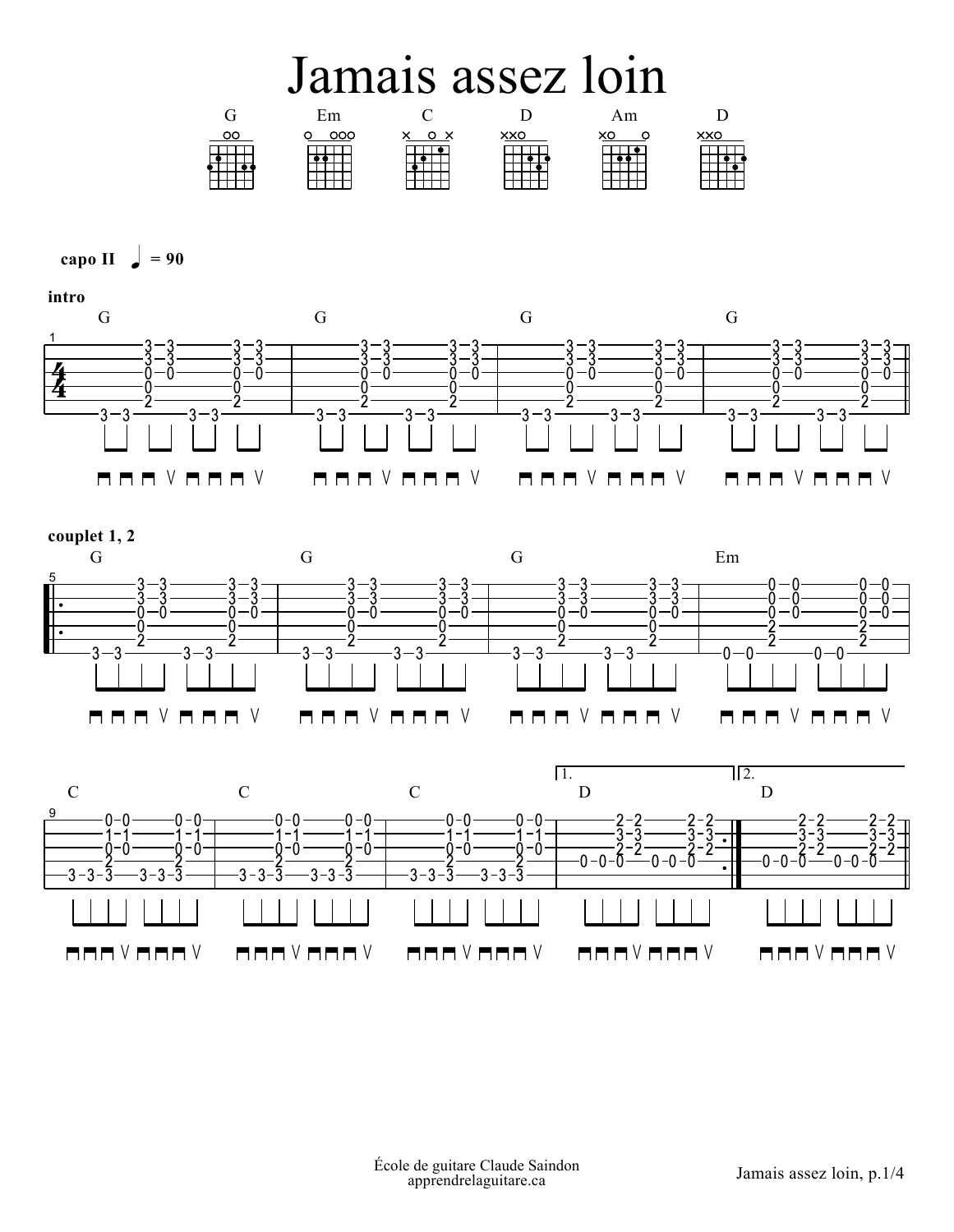# Jamais assez loin

G Em C D Am D

**capo II** ♩ = 90

**intro**

G G G G

```
e|-------3-3-------3-3-|-------3-3-------3-3-|-------3-3-------3-3-|-------3-3-------3-3-||
B|-------3-3-------3-3-|-------3-3-------3-3-|-------3-3-------3-3-|-------3-3-------3-3-||
G|-------0-0-------0-0-|-------0-0-------0-0-|-------0-0-------0-0-|-------0-0-------0-0-||
D|-------0---------0---|-------0---------0---|-------0---------0---|-------0---------0---||
A|-------2---------2---|-------2---------2---|-------2---------2---|-------2---------2---||
E|-3-3-------3-3-------|-3-3-------3-3-------|-3-3-------3-3-------|-3-3-------3-3-------||
```

⊓ ⊓ ⊓ V ⊓ ⊓ ⊓ V (each measure)

**couplet 1, 2**

G G G Em

```
e||:-------3-3-------3-3-|-------3-3-------3-3-|-------3-3-------3-3-|-------0-0-------0-0-|
B||:-------3-3-------3-3-|-------3-3-------3-3-|-------3-3-------3-3-|-------0-0-------0-0-|
G||:-------0-0-------0-0-|-------0-0-------0-0-|-------0-0-------0-0-|-------0-0-------0-0-|
D||:-------0---------0---|-------0---------0---|-------0---------0---|-------2---------2---|
A||:-------2---------2---|-------2---------2---|-------2---------2---|-------2---------2---|
E||:-3-3-------3-3-------|-3-3-------3-3-------|-3-3-------3-3-------|-0-0-------0-0-------|
```

⊓ ⊓ ⊓ V ⊓ ⊓ ⊓ V (each measure)

C C C 1. D 2. D

```
e|-------0-0-------0-0-|-------0-0-------0-0-|-------0-0-------0-0-|-------2-2-------2-2-:||-------2-2-------2-2-||
B|-------1-1-------1-1-|-------1-1-------1-1-|-------1-1-------1-1-|-------3-3-------3-3-:||-------3-3-------3-3-||
G|-------0-0-------0-0-|-------0-0-------0-0-|-------0-0-------0-0-|-------2-2-------2-2-:||-------2-2-------2-2-||
D|-------2---------2---|-------2---------2---|-------2---------2---|-0-0-0-----0-0-0-----:||-0-0-0-----0-0-0-----||
A|-3-3-3-----3-3-3-----|-3-3-3-----3-3-3-----|-3-3-3-----3-3-3-----|---------------------:||---------------------||
E|---------------------|---------------------|---------------------|---------------------:||---------------------||
```

⊓ ⊓ ⊓ V ⊓ ⊓ ⊓ V (each measure)

École de guitare Claude Saindon
apprendrelaguitare.ca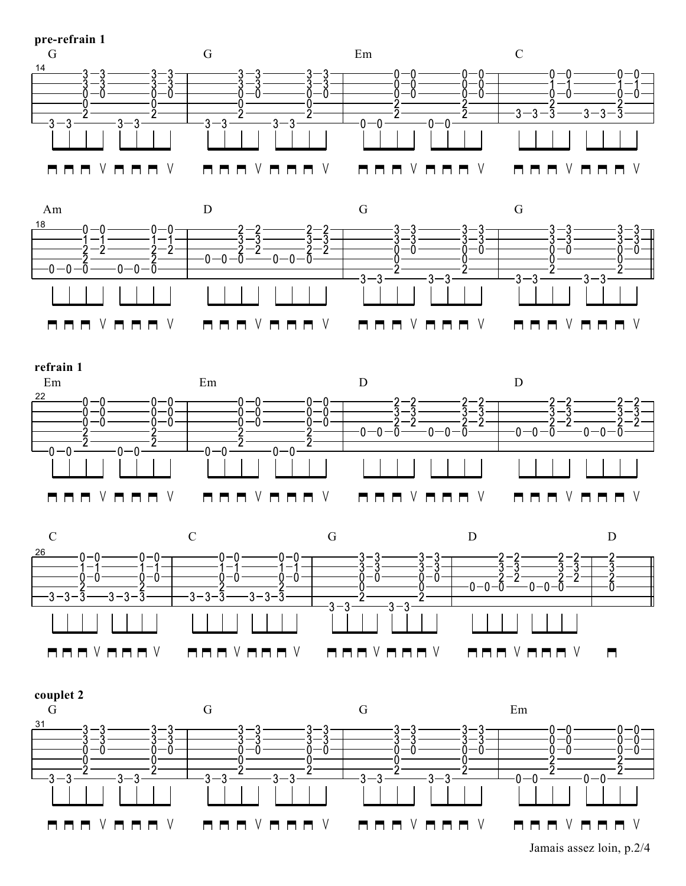**pre-refrain 1**

G G Em C

Am D G G

**refrain 1**

Em Em D D

C C G D D

**couplet 2**

G G G Em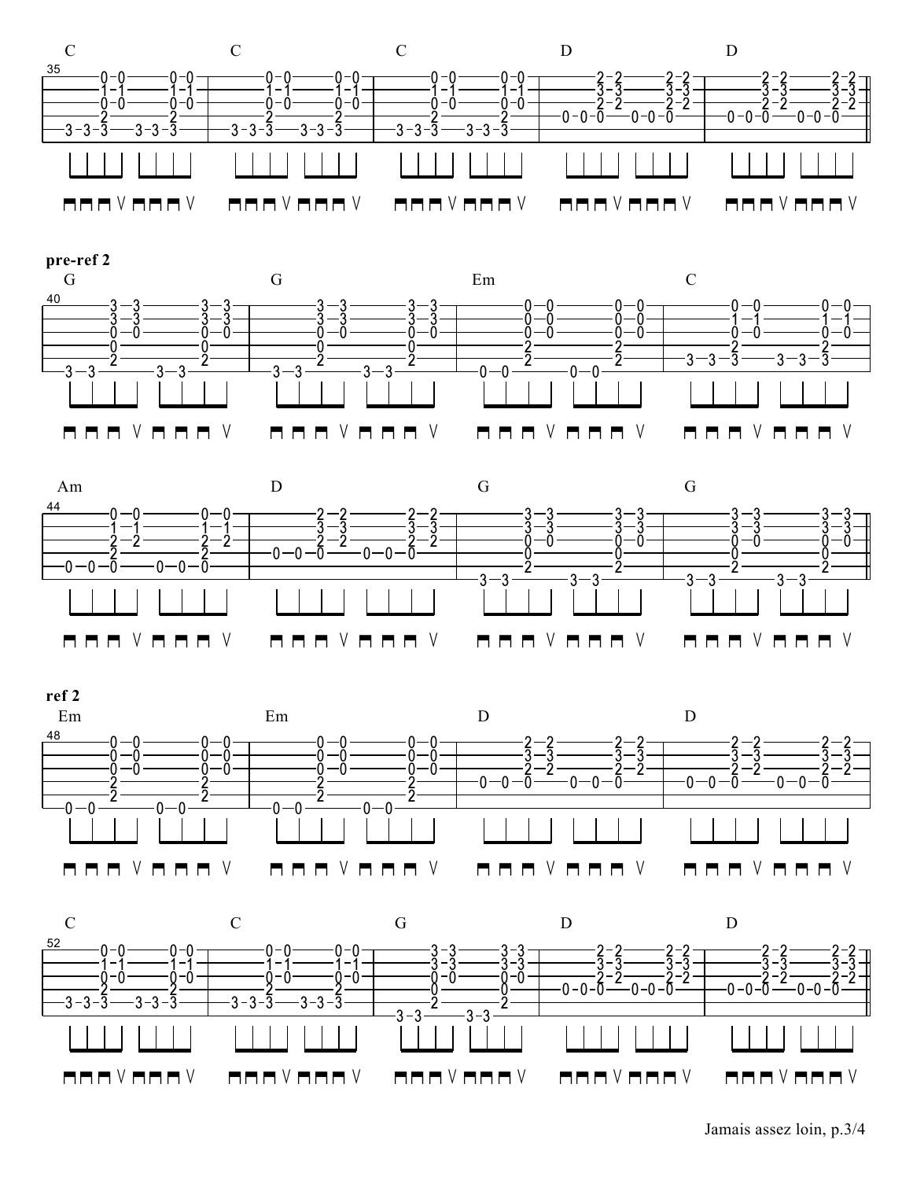C | C | C | D | D

**pre-ref 2**

G | G | Em | C

Am | D | G | G

**ref 2**

Em | Em | D | D

C | C | G | D | D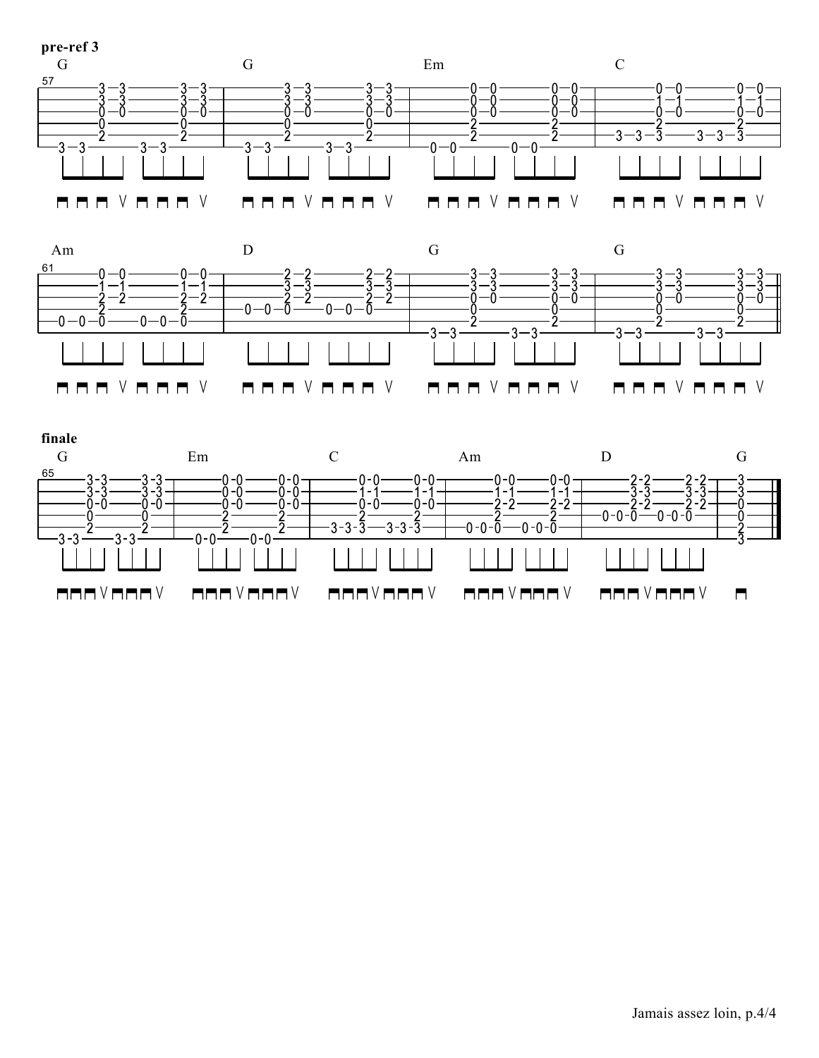**pre-ref 3**

G G Em C

Am D G G

**finale**

G Em C Am D G